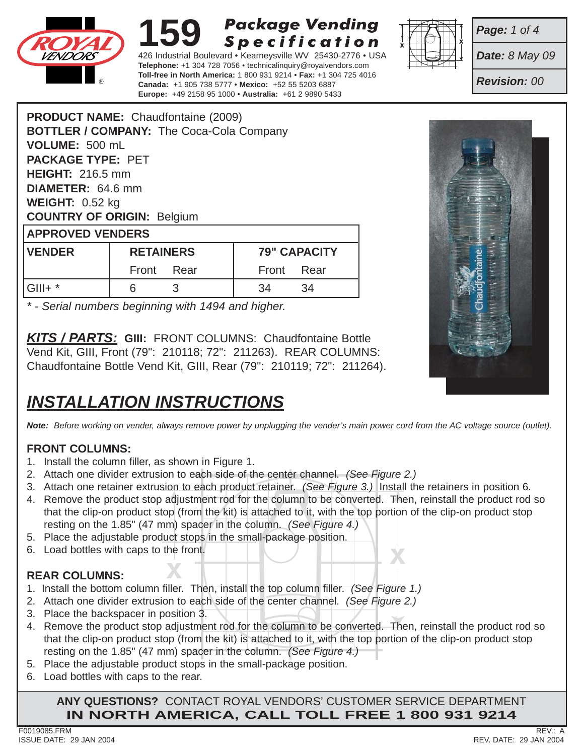ROYAL VENDORS

# 159 Package Vending Specification

426 Industrial Boulevard • Kearneysville WV 25430-2776 • USA
**Telephone:** +1 304 728 7056 • technicalinquiry@royalvendors.com
**Toll-free in North America:** 1 800 931 9214 • **Fax:** +1 304 725 4016
**Canada:** +1 905 738 5777 • **Mexico:** +52 55 5203 6887
**Europe:** +49 2158 95 1000 • **Australia:** +61 2 9890 5433

***Page:*** *1 of 4*
***Date:*** *8 May 09*
***Revision:*** *00*

**PRODUCT NAME:** Chaudfontaine (2009)
**BOTTLER / COMPANY:** The Coca-Cola Company
**VOLUME:** 500 mL
**PACKAGE TYPE:** PET
**HEIGHT:** 216.5 mm
**DIAMETER:** 64.6 mm
**WEIGHT:** 0.52 kg
**COUNTRY OF ORIGIN:** Belgium

**APPROVED VENDERS**

| VENDER | RETAINERS | | 79" CAPACITY | |
|---|---|---|---|---|
| | Front | Rear | Front | Rear |
| GIII+ * | 6 | 3 | 34 | 34 |

*\* - Serial numbers beginning with 1494 and higher.*

***KITS / PARTS:*** **GIII:** FRONT COLUMNS: Chaudfontaine Bottle Vend Kit, GIII, Front (79": 210118; 72": 211263). REAR COLUMNS: Chaudfontaine Bottle Vend Kit, GIII, Rear (79": 210119; 72": 211264).

## *INSTALLATION INSTRUCTIONS*

***Note:*** *Before working on vender, always remove power by unplugging the vender's main power cord from the AC voltage source (outlet).*

### FRONT COLUMNS:

1. Install the column filler, as shown in Figure 1.
2. Attach one divider extrusion to each side of the center channel. *(See Figure 2.)*
3. Attach one retainer extrusion to each product retainer. *(See Figure 3.)* Install the retainers in position 6.
4. Remove the product stop adjustment rod for the column to be converted. Then, reinstall the product rod so that the clip-on product stop (from the kit) is attached to it, with the top portion of the clip-on product stop resting on the 1.85" (47 mm) spacer in the column. *(See Figure 4.)*
5. Place the adjustable product stops in the small-package position.
6. Load bottles with caps to the front.

### REAR COLUMNS:

1. Install the bottom column filler. Then, install the top column filler. *(See Figure 1.)*
2. Attach one divider extrusion to each side of the center channel. *(See Figure 2.)*
3. Place the backspacer in position 3.
4. Remove the product stop adjustment rod for the column to be converted. Then, reinstall the product rod so that the clip-on product stop (from the kit) is attached to it, with the top portion of the clip-on product stop resting on the 1.85" (47 mm) spacer in the column. *(See Figure 4.)*
5. Place the adjustable product stops in the small-package position.
6. Load bottles with caps to the rear.

**ANY QUESTIONS?** CONTACT ROYAL VENDORS' CUSTOMER SERVICE DEPARTMENT
**IN NORTH AMERICA, CALL TOLL FREE 1 800 931 9214**

F0019085.FRM
ISSUE DATE: 29 JAN 2004
REV.: A
REV. DATE: 29 JAN 2004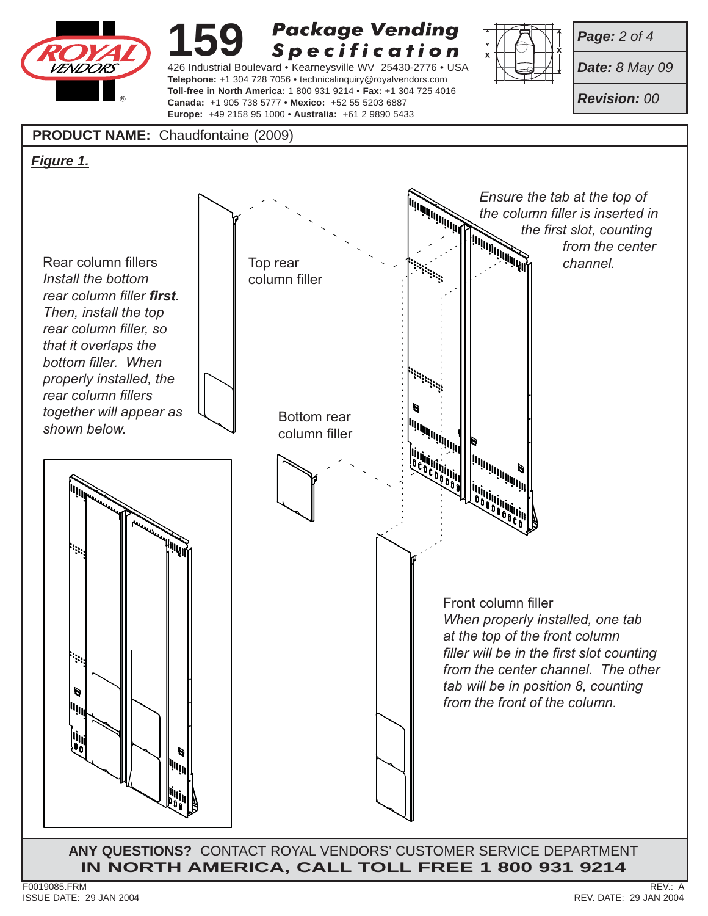# 159 Package Vending Specification

426 Industrial Boulevard • Kearneysville WV 25430-2776 • USA
**Telephone:** +1 304 728 7056 • technicalinquiry@royalvendors.com
**Toll-free in North America:** 1 800 931 9214 • **Fax:** +1 304 725 4016
**Canada:** +1 905 738 5777 • **Mexico:** +52 55 5203 6887
**Europe:** +49 2158 95 1000 • **Australia:** +61 2 9890 5433

***Page:*** *2 of 4*

***Date:*** *8 May 09*

***Revision:*** *00*

**PRODUCT NAME:** Chaudfontaine (2009)

***Figure 1.***

Rear column fillers
*Install the bottom rear column filler **first**. Then, install the top rear column filler, so that it overlaps the bottom filler. When properly installed, the rear column fillers together will appear as shown below.*

Top rear column filler

Bottom rear column filler

*Ensure the tab at the top of the column filler is inserted in the first slot, counting from the center channel.*

Front column filler
*When properly installed, one tab at the top of the front column filler will be in the first slot counting from the center channel. The other tab will be in position 8, counting from the front of the column.*

**ANY QUESTIONS?** CONTACT ROYAL VENDORS' CUSTOMER SERVICE DEPARTMENT
**IN NORTH AMERICA, CALL TOLL FREE 1 800 931 9214**

F0019085.FRM
ISSUE DATE: 29 JAN 2004

REV.: A
REV. DATE: 29 JAN 2004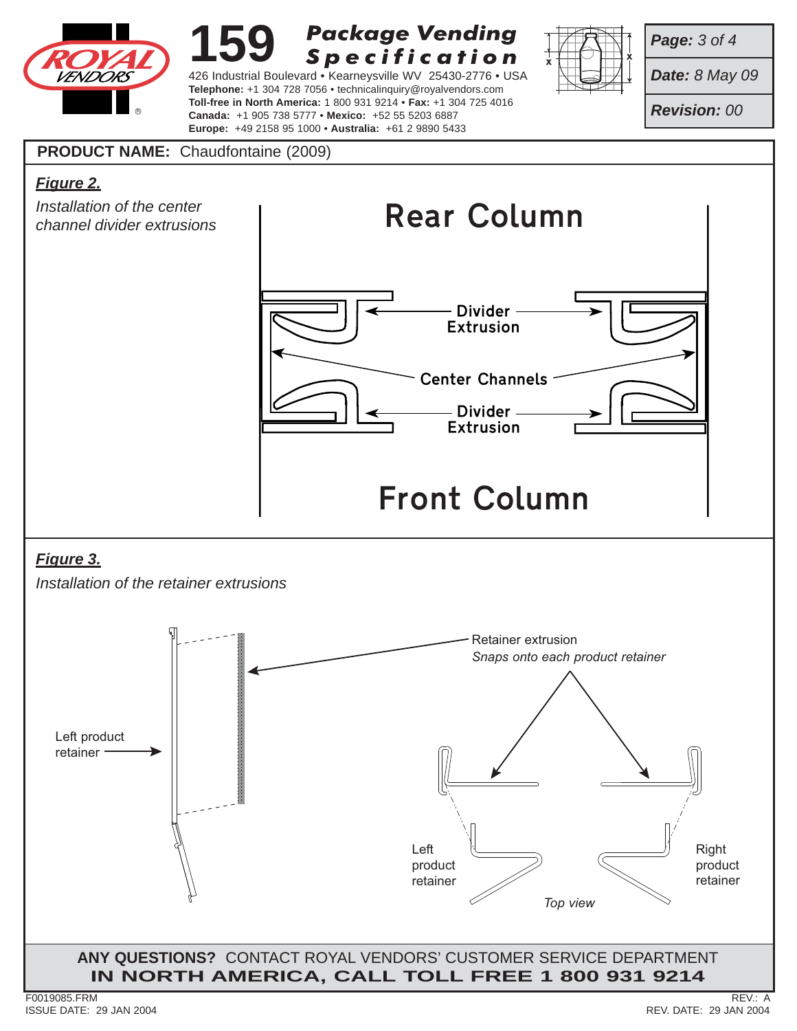**PRODUCT NAME:** Chaudfontaine (2009)

***Figure 2.***

*Installation of the center channel divider extrusions*

Rear Column

Divider Extrusion

Center Channels

Divider Extrusion

Front Column

***Figure 3.***

*Installation of the retainer extrusions*

Retainer extrusion
*Snaps onto each product retainer*

Left product retainer

Left product retainer

Right product retainer

*Top view*

**ANY QUESTIONS?** CONTACT ROYAL VENDORS' CUSTOMER SERVICE DEPARTMENT
**IN NORTH AMERICA, CALL TOLL FREE 1 800 931 9214**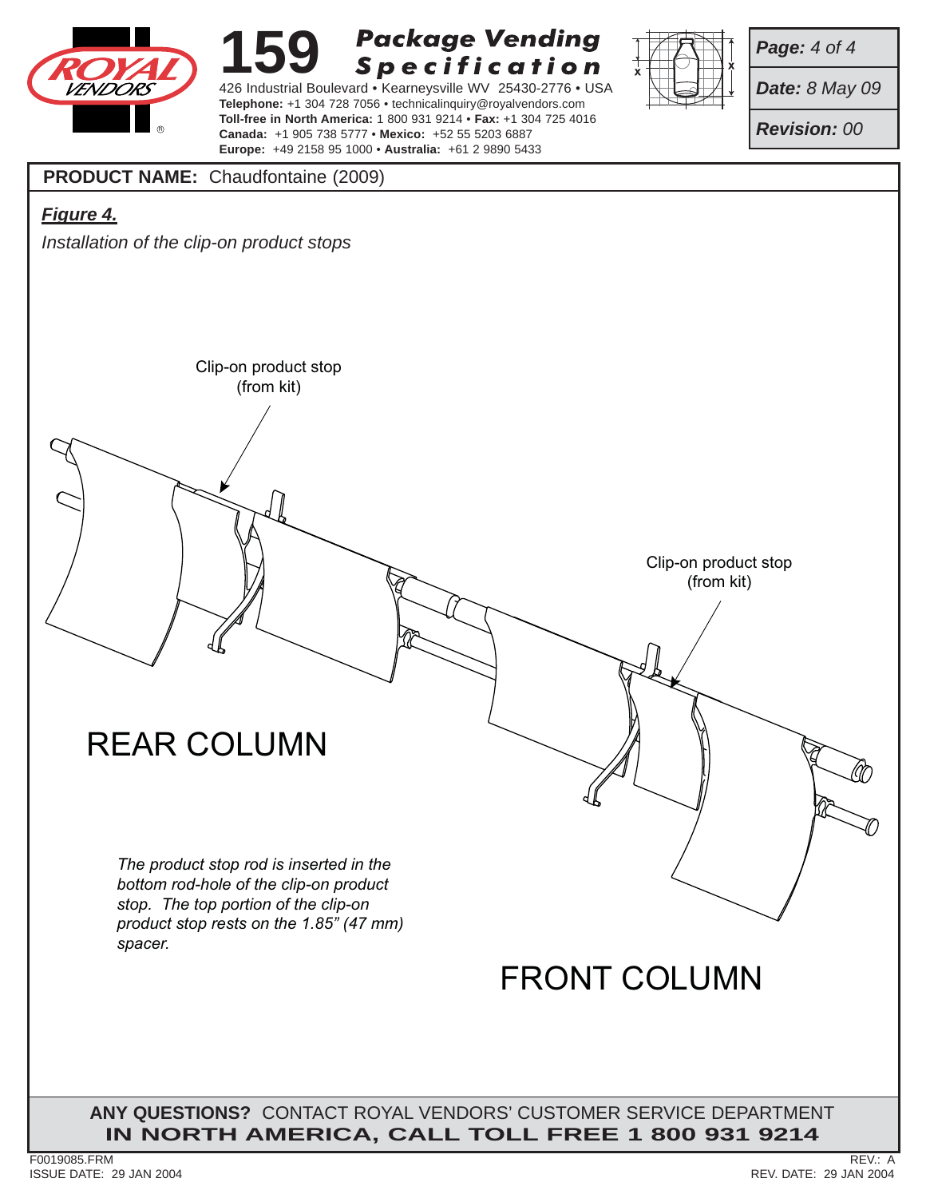**159 Package Vending Specification**

426 Industrial Boulevard • Kearneysville WV 25430-2776 • USA
**Telephone:** +1 304 728 7056 • technicalinquiry@royalvendors.com
**Toll-free in North America:** 1 800 931 9214 • **Fax:** +1 304 725 4016
**Canada:** +1 905 738 5777 • **Mexico:** +52 55 5203 6887
**Europe:** +49 2158 95 1000 • **Australia:** +61 2 9890 5433

***Page:*** *4 of 4*

***Date:*** *8 May 09*

***Revision:*** *00*

**PRODUCT NAME:** Chaudfontaine (2009)

***Figure 4.***

*Installation of the clip-on product stops*

Clip-on product stop (from kit)

Clip-on product stop (from kit)

REAR COLUMN

FRONT COLUMN

*The product stop rod is inserted in the bottom rod-hole of the clip-on product stop. The top portion of the clip-on product stop rests on the 1.85" (47 mm) spacer.*

**ANY QUESTIONS?** CONTACT ROYAL VENDORS' CUSTOMER SERVICE DEPARTMENT
**IN NORTH AMERICA, CALL TOLL FREE 1 800 931 9214**

F0019085.FRM
ISSUE DATE: 29 JAN 2004

REV.: A
REV. DATE: 29 JAN 2004